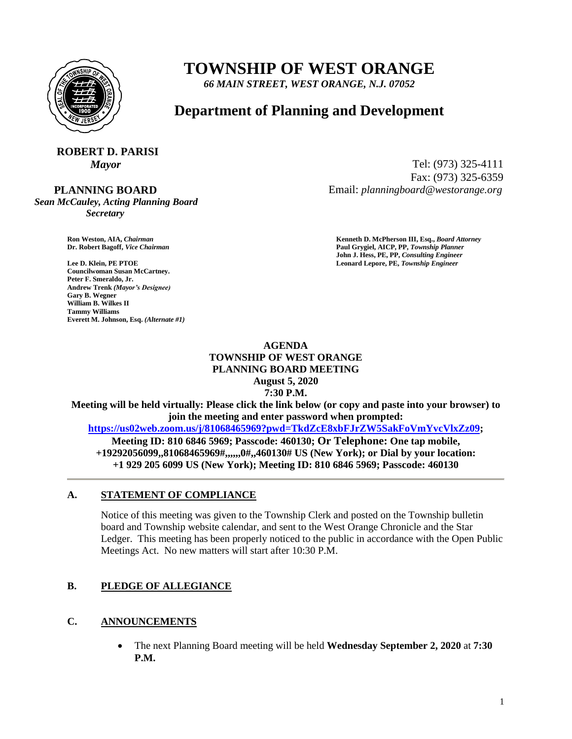# TOWNSHIP OF WEST ORANGE

*66 MAIN STREET, WEST ORANGE, N.J. 07052*

## Department of Planning and Development

**ROBERT D. PARISI**
*Mayor*

Tel: (973) 325-4111
Fax: (973) 325-6359
Email: *planningboard@westorange.org*

**PLANNING BOARD**
*Sean McCauley, Acting Planning Board Secretary*

**Ron Weston, AIA,** *Chairman*
**Dr. Robert Bagoff,** *Vice Chairman*
**Lee D. Klein, PE PTOE**
**Councilwoman Susan McCartney.**
**Peter F. Smeraldo, Jr.**
**Andrew Trenk** *(Mayor's Designee)*
**Gary B. Wegner**
**William B. Wilkes II**
**Tammy Williams**
**Everett M. Johnson, Esq.** *(Alternate #1)*

**Kenneth D. McPherson III, Esq.,** *Board Attorney*
**Paul Grygiel, AICP, PP,** *Township Planner*
**John J. Hess, PE, PP,** *Consulting Engineer*
**Leonard Lepore, PE,** *Township Engineer*

**AGENDA**
**TOWNSHIP OF WEST ORANGE**
**PLANNING BOARD MEETING**
**August 5, 2020**
**7:30 P.M.**

**Meeting will be held virtually: Please click the link below (or copy and paste into your browser) to join the meeting and enter password when prompted:**
**[https://us02web.zoom.us/j/81068465969?pwd=TkdZcE8xbFJrZW5SakFoVmYvcVlxZz09](https://us02web.zoom.us/j/81068465969?pwd=TkdZcE8xbFJrZW5SakFoVmYvcVlxZz09); Meeting ID: 810 6846 5969; Passcode: 460130; Or Telephone: One tap mobile, +19292056099,,81068465969#,,,,,,0#,,460130# US (New York); or Dial by your location: +1 929 205 6099 US (New York); Meeting ID: 810 6846 5969; Passcode: 460130**

---

### A. STATEMENT OF COMPLIANCE

Notice of this meeting was given to the Township Clerk and posted on the Township bulletin board and Township website calendar, and sent to the West Orange Chronicle and the Star Ledger. This meeting has been properly noticed to the public in accordance with the Open Public Meetings Act. No new matters will start after 10:30 P.M.

### B. PLEDGE OF ALLEGIANCE

### C. ANNOUNCEMENTS

- The next Planning Board meeting will be held **Wednesday September 2, 2020** at **7:30 P.M.**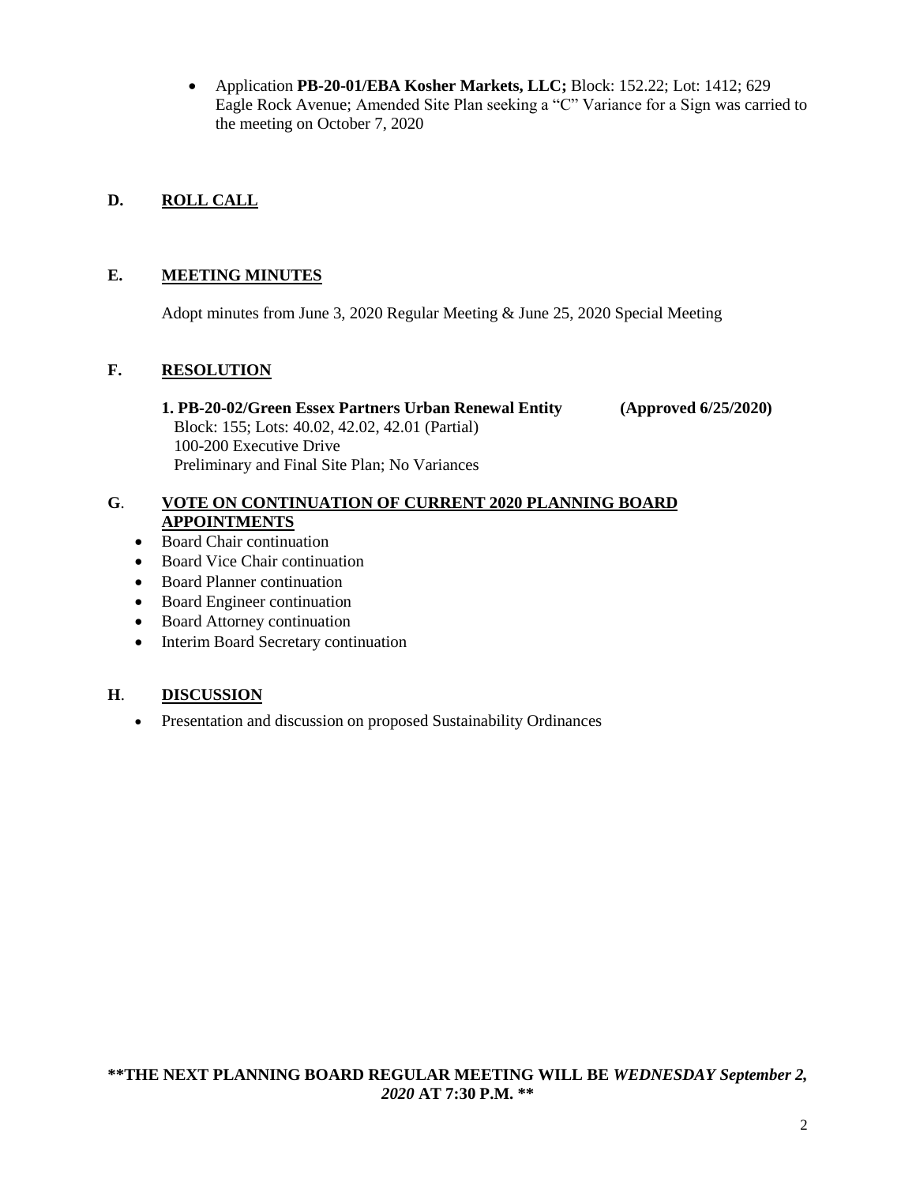- Application **PB-20-01/EBA Kosher Markets, LLC;** Block: 152.22; Lot: 1412; 629 Eagle Rock Avenue; Amended Site Plan seeking a "C" Variance for a Sign was carried to the meeting on October 7, 2020

## D. ROLL CALL

## E. MEETING MINUTES

Adopt minutes from June 3, 2020 Regular Meeting & June 25, 2020 Special Meeting

## F. RESOLUTION

**1. PB-20-02/Green Essex Partners Urban Renewal Entity (Approved 6/25/2020)**
Block: 155; Lots: 40.02, 42.02, 42.01 (Partial)
100-200 Executive Drive
Preliminary and Final Site Plan; No Variances

## G. VOTE ON CONTINUATION OF CURRENT 2020 PLANNING BOARD APPOINTMENTS

- Board Chair continuation
- Board Vice Chair continuation
- Board Planner continuation
- Board Engineer continuation
- Board Attorney continuation
- Interim Board Secretary continuation

## H. DISCUSSION

- Presentation and discussion on proposed Sustainability Ordinances

**\*\*THE NEXT PLANNING BOARD REGULAR MEETING WILL BE *WEDNESDAY September 2, 2020* AT 7:30 P.M. \*\***